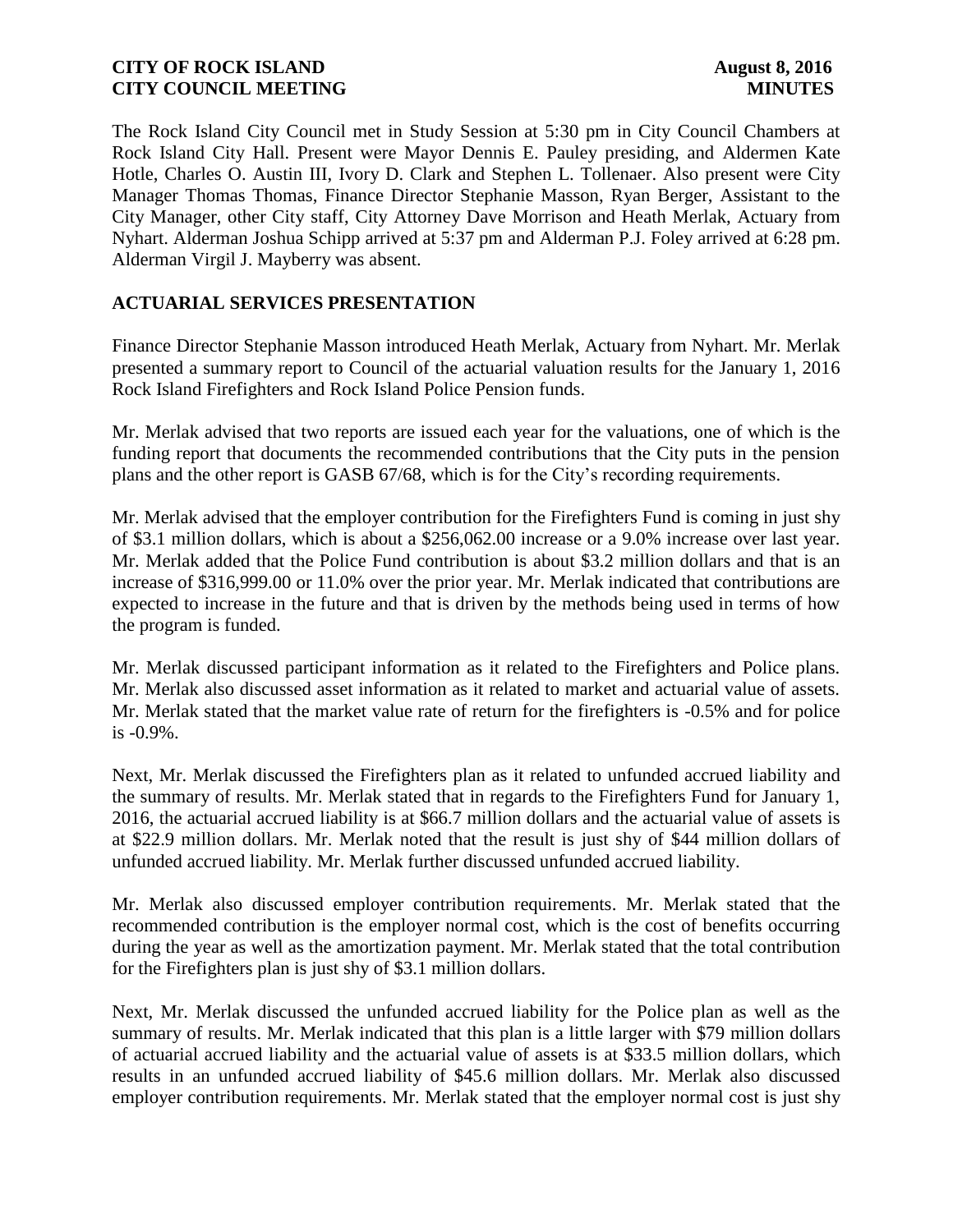The Rock Island City Council met in Study Session at 5:30 pm in City Council Chambers at Rock Island City Hall. Present were Mayor Dennis E. Pauley presiding, and Aldermen Kate Hotle, Charles O. Austin III, Ivory D. Clark and Stephen L. Tollenaer. Also present were City Manager Thomas Thomas, Finance Director Stephanie Masson, Ryan Berger, Assistant to the City Manager, other City staff, City Attorney Dave Morrison and Heath Merlak, Actuary from Nyhart. Alderman Joshua Schipp arrived at 5:37 pm and Alderman P.J. Foley arrived at 6:28 pm. Alderman Virgil J. Mayberry was absent.

## ACTUARIAL SERVICES PRESENTATION

Finance Director Stephanie Masson introduced Heath Merlak, Actuary from Nyhart. Mr. Merlak presented a summary report to Council of the actuarial valuation results for the January 1, 2016 Rock Island Firefighters and Rock Island Police Pension funds.

Mr. Merlak advised that two reports are issued each year for the valuations, one of which is the funding report that documents the recommended contributions that the City puts in the pension plans and the other report is GASB 67/68, which is for the City's recording requirements.

Mr. Merlak advised that the employer contribution for the Firefighters Fund is coming in just shy of $3.1 million dollars, which is about a $256,062.00 increase or a 9.0% increase over last year. Mr. Merlak added that the Police Fund contribution is about $3.2 million dollars and that is an increase of $316,999.00 or 11.0% over the prior year. Mr. Merlak indicated that contributions are expected to increase in the future and that is driven by the methods being used in terms of how the program is funded.

Mr. Merlak discussed participant information as it related to the Firefighters and Police plans. Mr. Merlak also discussed asset information as it related to market and actuarial value of assets. Mr. Merlak stated that the market value rate of return for the firefighters is -0.5% and for police is -0.9%.

Next, Mr. Merlak discussed the Firefighters plan as it related to unfunded accrued liability and the summary of results. Mr. Merlak stated that in regards to the Firefighters Fund for January 1, 2016, the actuarial accrued liability is at $66.7 million dollars and the actuarial value of assets is at $22.9 million dollars. Mr. Merlak noted that the result is just shy of $44 million dollars of unfunded accrued liability. Mr. Merlak further discussed unfunded accrued liability.

Mr. Merlak also discussed employer contribution requirements. Mr. Merlak stated that the recommended contribution is the employer normal cost, which is the cost of benefits occurring during the year as well as the amortization payment. Mr. Merlak stated that the total contribution for the Firefighters plan is just shy of $3.1 million dollars.

Next, Mr. Merlak discussed the unfunded accrued liability for the Police plan as well as the summary of results. Mr. Merlak indicated that this plan is a little larger with $79 million dollars of actuarial accrued liability and the actuarial value of assets is at $33.5 million dollars, which results in an unfunded accrued liability of $45.6 million dollars. Mr. Merlak also discussed employer contribution requirements. Mr. Merlak stated that the employer normal cost is just shy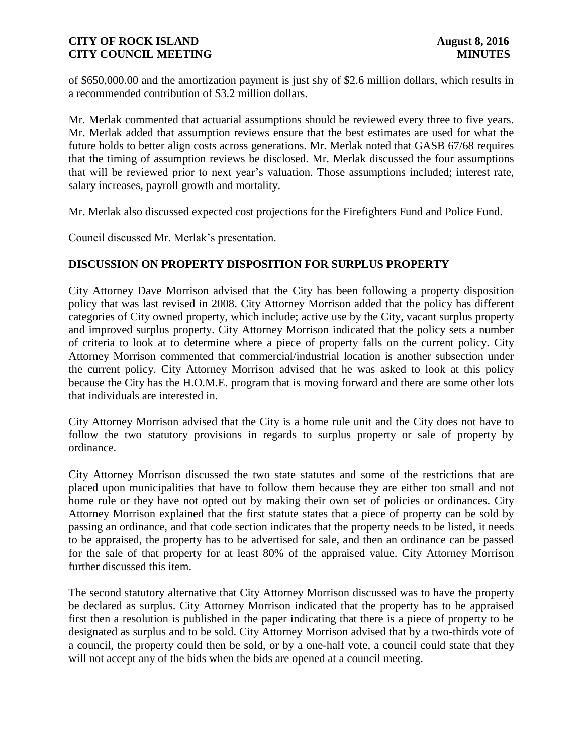of $650,000.00 and the amortization payment is just shy of $2.6 million dollars, which results in a recommended contribution of $3.2 million dollars.

Mr. Merlak commented that actuarial assumptions should be reviewed every three to five years. Mr. Merlak added that assumption reviews ensure that the best estimates are used for what the future holds to better align costs across generations. Mr. Merlak noted that GASB 67/68 requires that the timing of assumption reviews be disclosed. Mr. Merlak discussed the four assumptions that will be reviewed prior to next year's valuation. Those assumptions included; interest rate, salary increases, payroll growth and mortality.

Mr. Merlak also discussed expected cost projections for the Firefighters Fund and Police Fund.

Council discussed Mr. Merlak's presentation.

## DISCUSSION ON PROPERTY DISPOSITION FOR SURPLUS PROPERTY

City Attorney Dave Morrison advised that the City has been following a property disposition policy that was last revised in 2008. City Attorney Morrison added that the policy has different categories of City owned property, which include; active use by the City, vacant surplus property and improved surplus property. City Attorney Morrison indicated that the policy sets a number of criteria to look at to determine where a piece of property falls on the current policy. City Attorney Morrison commented that commercial/industrial location is another subsection under the current policy. City Attorney Morrison advised that he was asked to look at this policy because the City has the H.O.M.E. program that is moving forward and there are some other lots that individuals are interested in.

City Attorney Morrison advised that the City is a home rule unit and the City does not have to follow the two statutory provisions in regards to surplus property or sale of property by ordinance.

City Attorney Morrison discussed the two state statutes and some of the restrictions that are placed upon municipalities that have to follow them because they are either too small and not home rule or they have not opted out by making their own set of policies or ordinances. City Attorney Morrison explained that the first statute states that a piece of property can be sold by passing an ordinance, and that code section indicates that the property needs to be listed, it needs to be appraised, the property has to be advertised for sale, and then an ordinance can be passed for the sale of that property for at least 80% of the appraised value. City Attorney Morrison further discussed this item.

The second statutory alternative that City Attorney Morrison discussed was to have the property be declared as surplus. City Attorney Morrison indicated that the property has to be appraised first then a resolution is published in the paper indicating that there is a piece of property to be designated as surplus and to be sold. City Attorney Morrison advised that by a two-thirds vote of a council, the property could then be sold, or by a one-half vote, a council could state that they will not accept any of the bids when the bids are opened at a council meeting.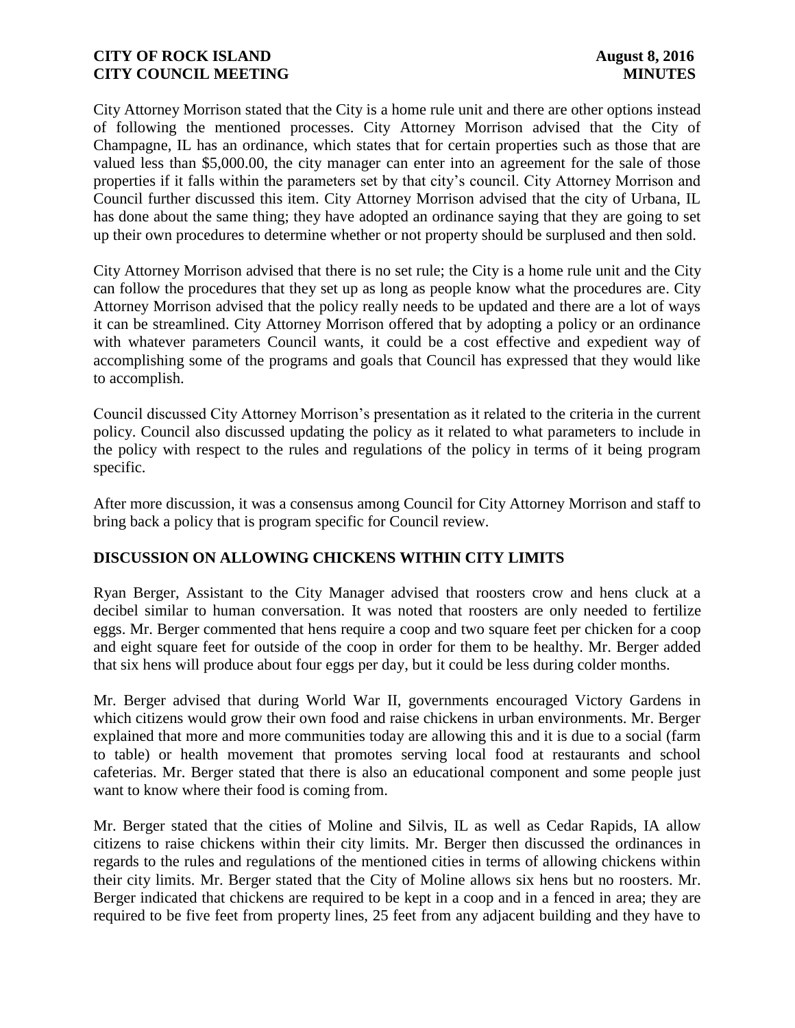City Attorney Morrison stated that the City is a home rule unit and there are other options instead of following the mentioned processes. City Attorney Morrison advised that the City of Champagne, IL has an ordinance, which states that for certain properties such as those that are valued less than $5,000.00, the city manager can enter into an agreement for the sale of those properties if it falls within the parameters set by that city's council. City Attorney Morrison and Council further discussed this item. City Attorney Morrison advised that the city of Urbana, IL has done about the same thing; they have adopted an ordinance saying that they are going to set up their own procedures to determine whether or not property should be surplused and then sold.

City Attorney Morrison advised that there is no set rule; the City is a home rule unit and the City can follow the procedures that they set up as long as people know what the procedures are. City Attorney Morrison advised that the policy really needs to be updated and there are a lot of ways it can be streamlined. City Attorney Morrison offered that by adopting a policy or an ordinance with whatever parameters Council wants, it could be a cost effective and expedient way of accomplishing some of the programs and goals that Council has expressed that they would like to accomplish.

Council discussed City Attorney Morrison's presentation as it related to the criteria in the current policy. Council also discussed updating the policy as it related to what parameters to include in the policy with respect to the rules and regulations of the policy in terms of it being program specific.

After more discussion, it was a consensus among Council for City Attorney Morrison and staff to bring back a policy that is program specific for Council review.

## DISCUSSION ON ALLOWING CHICKENS WITHIN CITY LIMITS

Ryan Berger, Assistant to the City Manager advised that roosters crow and hens cluck at a decibel similar to human conversation. It was noted that roosters are only needed to fertilize eggs. Mr. Berger commented that hens require a coop and two square feet per chicken for a coop and eight square feet for outside of the coop in order for them to be healthy. Mr. Berger added that six hens will produce about four eggs per day, but it could be less during colder months.

Mr. Berger advised that during World War II, governments encouraged Victory Gardens in which citizens would grow their own food and raise chickens in urban environments. Mr. Berger explained that more and more communities today are allowing this and it is due to a social (farm to table) or health movement that promotes serving local food at restaurants and school cafeterias. Mr. Berger stated that there is also an educational component and some people just want to know where their food is coming from.

Mr. Berger stated that the cities of Moline and Silvis, IL as well as Cedar Rapids, IA allow citizens to raise chickens within their city limits. Mr. Berger then discussed the ordinances in regards to the rules and regulations of the mentioned cities in terms of allowing chickens within their city limits. Mr. Berger stated that the City of Moline allows six hens but no roosters. Mr. Berger indicated that chickens are required to be kept in a coop and in a fenced in area; they are required to be five feet from property lines, 25 feet from any adjacent building and they have to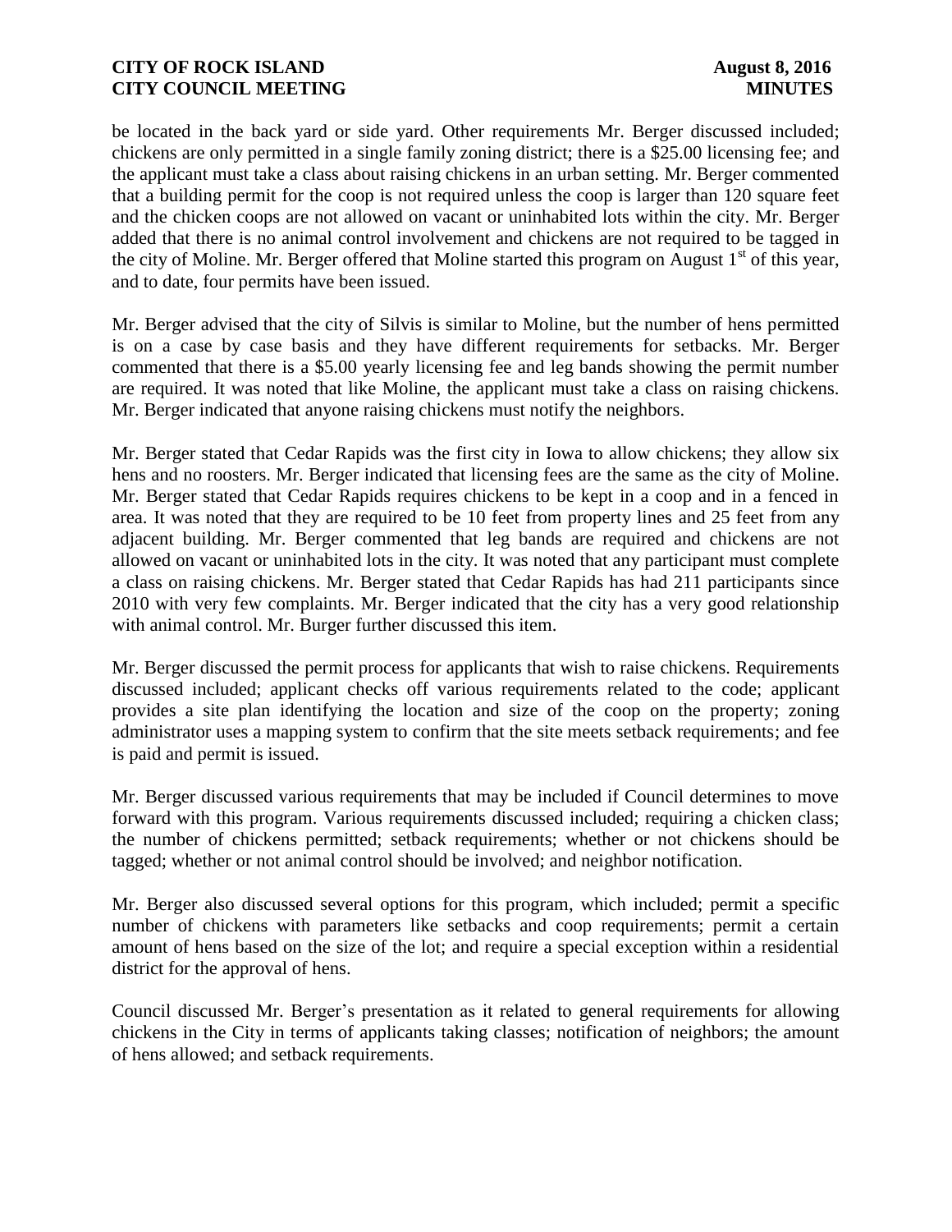be located in the back yard or side yard. Other requirements Mr. Berger discussed included; chickens are only permitted in a single family zoning district; there is a $25.00 licensing fee; and the applicant must take a class about raising chickens in an urban setting. Mr. Berger commented that a building permit for the coop is not required unless the coop is larger than 120 square feet and the chicken coops are not allowed on vacant or uninhabited lots within the city. Mr. Berger added that there is no animal control involvement and chickens are not required to be tagged in the city of Moline. Mr. Berger offered that Moline started this program on August 1st of this year, and to date, four permits have been issued.

Mr. Berger advised that the city of Silvis is similar to Moline, but the number of hens permitted is on a case by case basis and they have different requirements for setbacks. Mr. Berger commented that there is a $5.00 yearly licensing fee and leg bands showing the permit number are required. It was noted that like Moline, the applicant must take a class on raising chickens. Mr. Berger indicated that anyone raising chickens must notify the neighbors.

Mr. Berger stated that Cedar Rapids was the first city in Iowa to allow chickens; they allow six hens and no roosters. Mr. Berger indicated that licensing fees are the same as the city of Moline. Mr. Berger stated that Cedar Rapids requires chickens to be kept in a coop and in a fenced in area. It was noted that they are required to be 10 feet from property lines and 25 feet from any adjacent building. Mr. Berger commented that leg bands are required and chickens are not allowed on vacant or uninhabited lots in the city. It was noted that any participant must complete a class on raising chickens. Mr. Berger stated that Cedar Rapids has had 211 participants since 2010 with very few complaints. Mr. Berger indicated that the city has a very good relationship with animal control. Mr. Burger further discussed this item.

Mr. Berger discussed the permit process for applicants that wish to raise chickens. Requirements discussed included; applicant checks off various requirements related to the code; applicant provides a site plan identifying the location and size of the coop on the property; zoning administrator uses a mapping system to confirm that the site meets setback requirements; and fee is paid and permit is issued.

Mr. Berger discussed various requirements that may be included if Council determines to move forward with this program. Various requirements discussed included; requiring a chicken class; the number of chickens permitted; setback requirements; whether or not chickens should be tagged; whether or not animal control should be involved; and neighbor notification.

Mr. Berger also discussed several options for this program, which included; permit a specific number of chickens with parameters like setbacks and coop requirements; permit a certain amount of hens based on the size of the lot; and require a special exception within a residential district for the approval of hens.

Council discussed Mr. Berger's presentation as it related to general requirements for allowing chickens in the City in terms of applicants taking classes; notification of neighbors; the amount of hens allowed; and setback requirements.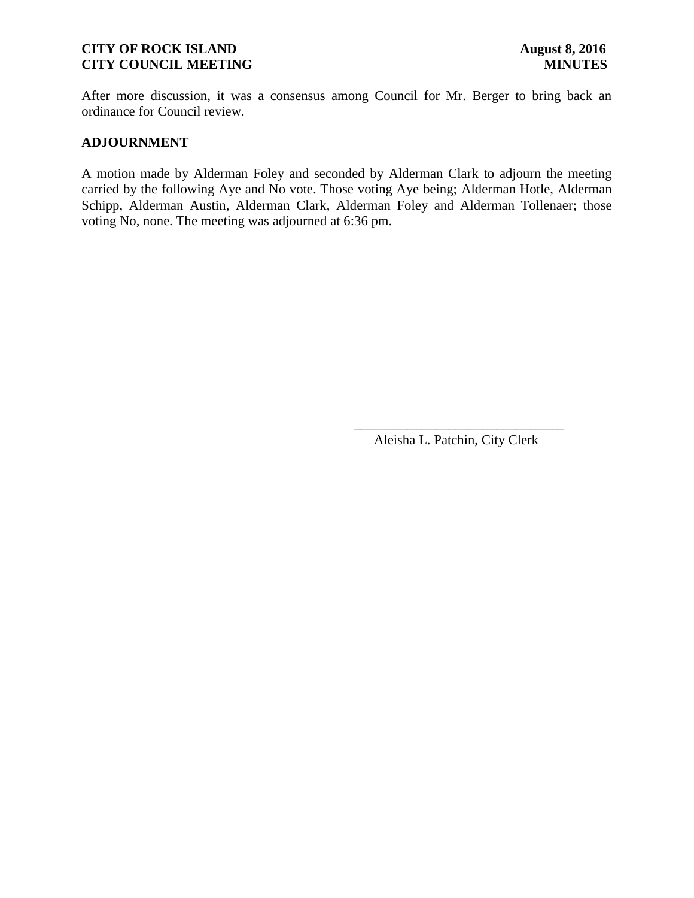After more discussion, it was a consensus among Council for Mr. Berger to bring back an ordinance for Council review.

**ADJOURNMENT**

A motion made by Alderman Foley and seconded by Alderman Clark to adjourn the meeting carried by the following Aye and No vote. Those voting Aye being; Alderman Hotle, Alderman Schipp, Alderman Austin, Alderman Clark, Alderman Foley and Alderman Tollenaer; those voting No, none. The meeting was adjourned at 6:36 pm.

\_\_\_\_\_\_\_\_\_\_\_\_\_\_\_\_\_\_\_\_\_\_\_\_\_\_\_\_\_\_\_\_

Aleisha L. Patchin, City Clerk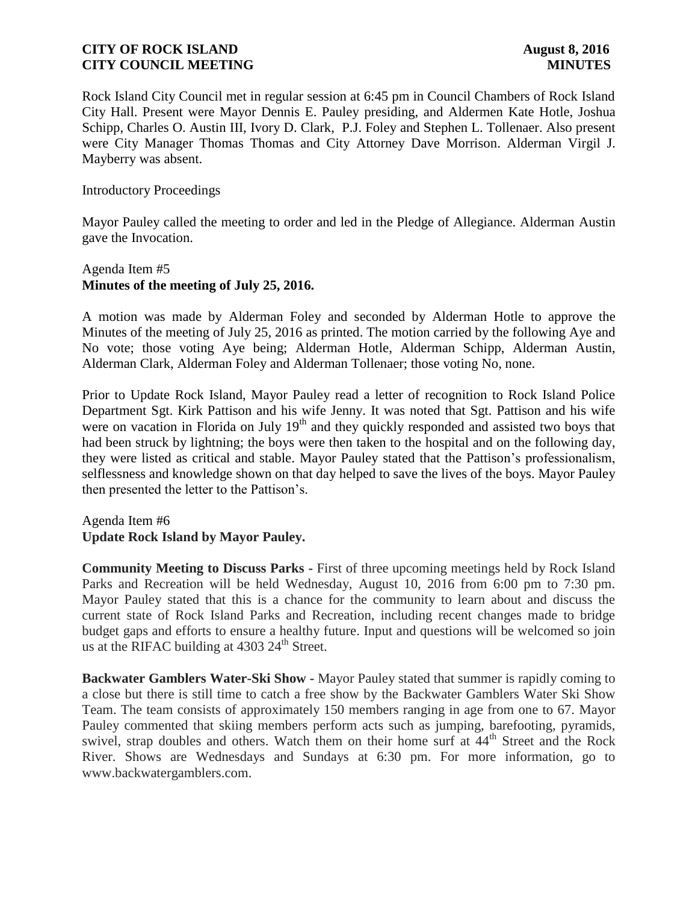Rock Island City Council met in regular session at 6:45 pm in Council Chambers of Rock Island City Hall. Present were Mayor Dennis E. Pauley presiding, and Aldermen Kate Hotle, Joshua Schipp, Charles O. Austin III, Ivory D. Clark, P.J. Foley and Stephen L. Tollenaer. Also present were City Manager Thomas Thomas and City Attorney Dave Morrison. Alderman Virgil J. Mayberry was absent.

Introductory Proceedings

Mayor Pauley called the meeting to order and led in the Pledge of Allegiance. Alderman Austin gave the Invocation.

Agenda Item #5
**Minutes of the meeting of July 25, 2016.**

A motion was made by Alderman Foley and seconded by Alderman Hotle to approve the Minutes of the meeting of July 25, 2016 as printed. The motion carried by the following Aye and No vote; those voting Aye being; Alderman Hotle, Alderman Schipp, Alderman Austin, Alderman Clark, Alderman Foley and Alderman Tollenaer; those voting No, none.

Prior to Update Rock Island, Mayor Pauley read a letter of recognition to Rock Island Police Department Sgt. Kirk Pattison and his wife Jenny. It was noted that Sgt. Pattison and his wife were on vacation in Florida on July 19th and they quickly responded and assisted two boys that had been struck by lightning; the boys were then taken to the hospital and on the following day, they were listed as critical and stable. Mayor Pauley stated that the Pattison's professionalism, selflessness and knowledge shown on that day helped to save the lives of the boys. Mayor Pauley then presented the letter to the Pattison's.

Agenda Item #6
**Update Rock Island by Mayor Pauley.**

**Community Meeting to Discuss Parks -** First of three upcoming meetings held by Rock Island Parks and Recreation will be held Wednesday, August 10, 2016 from 6:00 pm to 7:30 pm. Mayor Pauley stated that this is a chance for the community to learn about and discuss the current state of Rock Island Parks and Recreation, including recent changes made to bridge budget gaps and efforts to ensure a healthy future. Input and questions will be welcomed so join us at the RIFAC building at 4303 24th Street.

**Backwater Gamblers Water-Ski Show -** Mayor Pauley stated that summer is rapidly coming to a close but there is still time to catch a free show by the Backwater Gamblers Water Ski Show Team. The team consists of approximately 150 members ranging in age from one to 67. Mayor Pauley commented that skiing members perform acts such as jumping, barefooting, pyramids, swivel, strap doubles and others. Watch them on their home surf at 44th Street and the Rock River. Shows are Wednesdays and Sundays at 6:30 pm. For more information, go to www.backwatergamblers.com.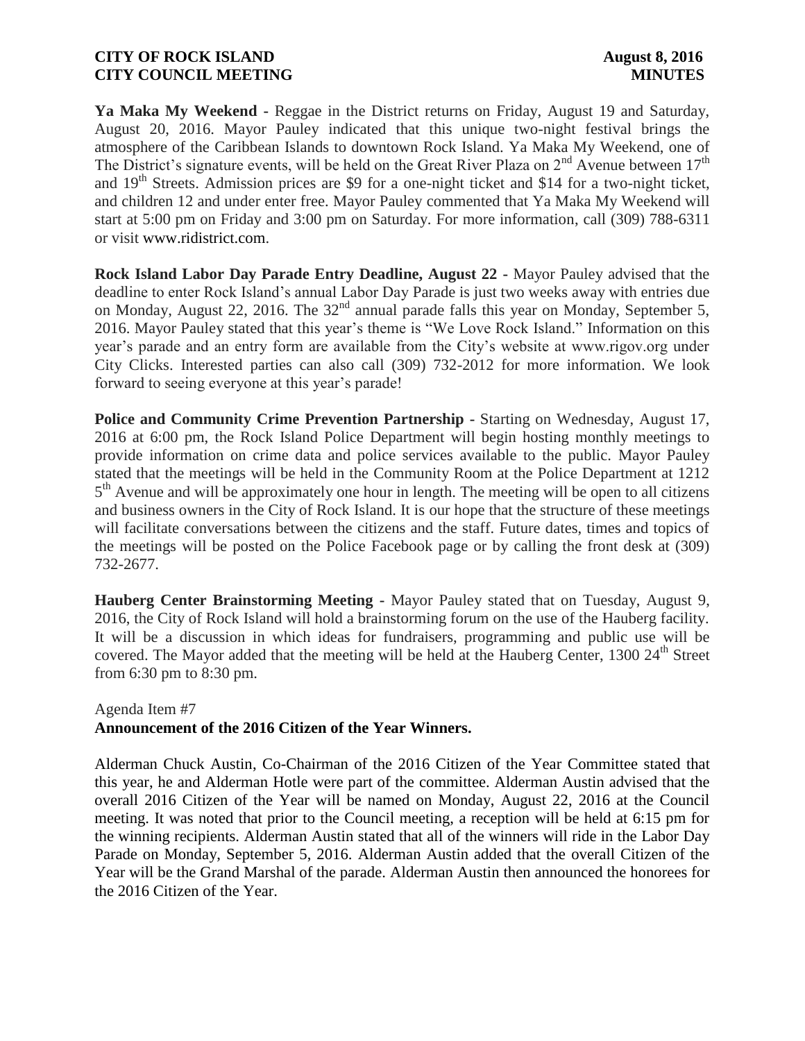**Ya Maka My Weekend -** Reggae in the District returns on Friday, August 19 and Saturday, August 20, 2016. Mayor Pauley indicated that this unique two-night festival brings the atmosphere of the Caribbean Islands to downtown Rock Island. Ya Maka My Weekend, one of The District's signature events, will be held on the Great River Plaza on 2nd Avenue between 17th and 19th Streets. Admission prices are $9 for a one-night ticket and $14 for a two-night ticket, and children 12 and under enter free. Mayor Pauley commented that Ya Maka My Weekend will start at 5:00 pm on Friday and 3:00 pm on Saturday. For more information, call (309) 788-6311 or visit www.ridistrict.com.

**Rock Island Labor Day Parade Entry Deadline, August 22 -** Mayor Pauley advised that the deadline to enter Rock Island's annual Labor Day Parade is just two weeks away with entries due on Monday, August 22, 2016. The 32nd annual parade falls this year on Monday, September 5, 2016. Mayor Pauley stated that this year's theme is "We Love Rock Island." Information on this year's parade and an entry form are available from the City's website at www.rigov.org under City Clicks. Interested parties can also call (309) 732-2012 for more information. We look forward to seeing everyone at this year's parade!

**Police and Community Crime Prevention Partnership -** Starting on Wednesday, August 17, 2016 at 6:00 pm, the Rock Island Police Department will begin hosting monthly meetings to provide information on crime data and police services available to the public. Mayor Pauley stated that the meetings will be held in the Community Room at the Police Department at 1212 5th Avenue and will be approximately one hour in length. The meeting will be open to all citizens and business owners in the City of Rock Island. It is our hope that the structure of these meetings will facilitate conversations between the citizens and the staff. Future dates, times and topics of the meetings will be posted on the Police Facebook page or by calling the front desk at (309) 732-2677.

**Hauberg Center Brainstorming Meeting -** Mayor Pauley stated that on Tuesday, August 9, 2016, the City of Rock Island will hold a brainstorming forum on the use of the Hauberg facility. It will be a discussion in which ideas for fundraisers, programming and public use will be covered. The Mayor added that the meeting will be held at the Hauberg Center, 1300 24th Street from 6:30 pm to 8:30 pm.

Agenda Item #7
**Announcement of the 2016 Citizen of the Year Winners.**

Alderman Chuck Austin, Co-Chairman of the 2016 Citizen of the Year Committee stated that this year, he and Alderman Hotle were part of the committee. Alderman Austin advised that the overall 2016 Citizen of the Year will be named on Monday, August 22, 2016 at the Council meeting. It was noted that prior to the Council meeting, a reception will be held at 6:15 pm for the winning recipients. Alderman Austin stated that all of the winners will ride in the Labor Day Parade on Monday, September 5, 2016. Alderman Austin added that the overall Citizen of the Year will be the Grand Marshal of the parade. Alderman Austin then announced the honorees for the 2016 Citizen of the Year.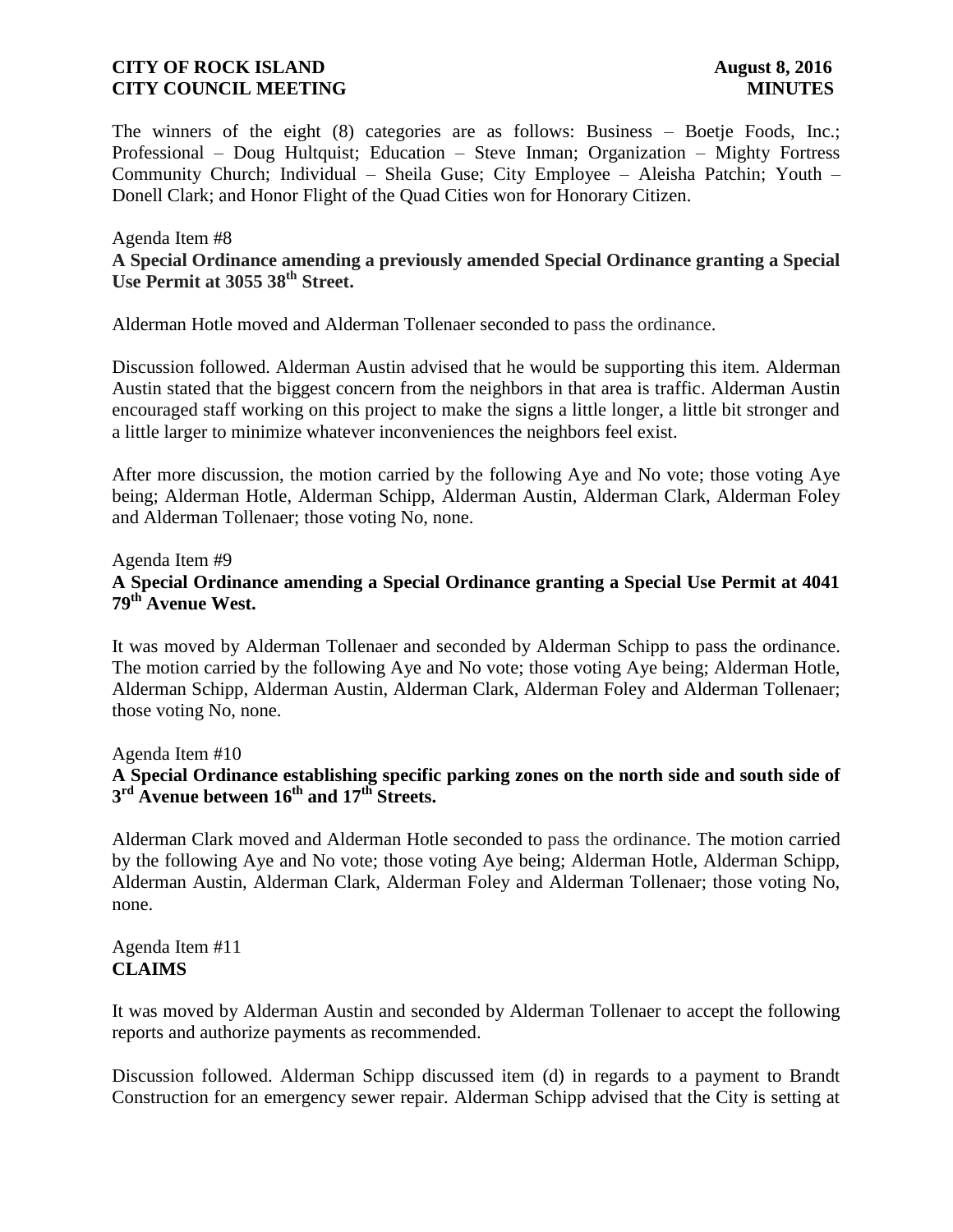The winners of the eight (8) categories are as follows: Business – Boetje Foods, Inc.; Professional – Doug Hultquist; Education – Steve Inman; Organization – Mighty Fortress Community Church; Individual – Sheila Guse; City Employee – Aleisha Patchin; Youth – Donell Clark; and Honor Flight of the Quad Cities won for Honorary Citizen.

Agenda Item #8

**A Special Ordinance amending a previously amended Special Ordinance granting a Special Use Permit at 3055 38th Street.**

Alderman Hotle moved and Alderman Tollenaer seconded to pass the ordinance.

Discussion followed. Alderman Austin advised that he would be supporting this item. Alderman Austin stated that the biggest concern from the neighbors in that area is traffic. Alderman Austin encouraged staff working on this project to make the signs a little longer, a little bit stronger and a little larger to minimize whatever inconveniences the neighbors feel exist.

After more discussion, the motion carried by the following Aye and No vote; those voting Aye being; Alderman Hotle, Alderman Schipp, Alderman Austin, Alderman Clark, Alderman Foley and Alderman Tollenaer; those voting No, none.

Agenda Item #9

**A Special Ordinance amending a Special Ordinance granting a Special Use Permit at 4041 79th Avenue West.**

It was moved by Alderman Tollenaer and seconded by Alderman Schipp to pass the ordinance. The motion carried by the following Aye and No vote; those voting Aye being; Alderman Hotle, Alderman Schipp, Alderman Austin, Alderman Clark, Alderman Foley and Alderman Tollenaer; those voting No, none.

Agenda Item #10

**A Special Ordinance establishing specific parking zones on the north side and south side of 3rd Avenue between 16th and 17th Streets.**

Alderman Clark moved and Alderman Hotle seconded to pass the ordinance. The motion carried by the following Aye and No vote; those voting Aye being; Alderman Hotle, Alderman Schipp, Alderman Austin, Alderman Clark, Alderman Foley and Alderman Tollenaer; those voting No, none.

Agenda Item #11

**CLAIMS**

It was moved by Alderman Austin and seconded by Alderman Tollenaer to accept the following reports and authorize payments as recommended.

Discussion followed. Alderman Schipp discussed item (d) in regards to a payment to Brandt Construction for an emergency sewer repair. Alderman Schipp advised that the City is setting at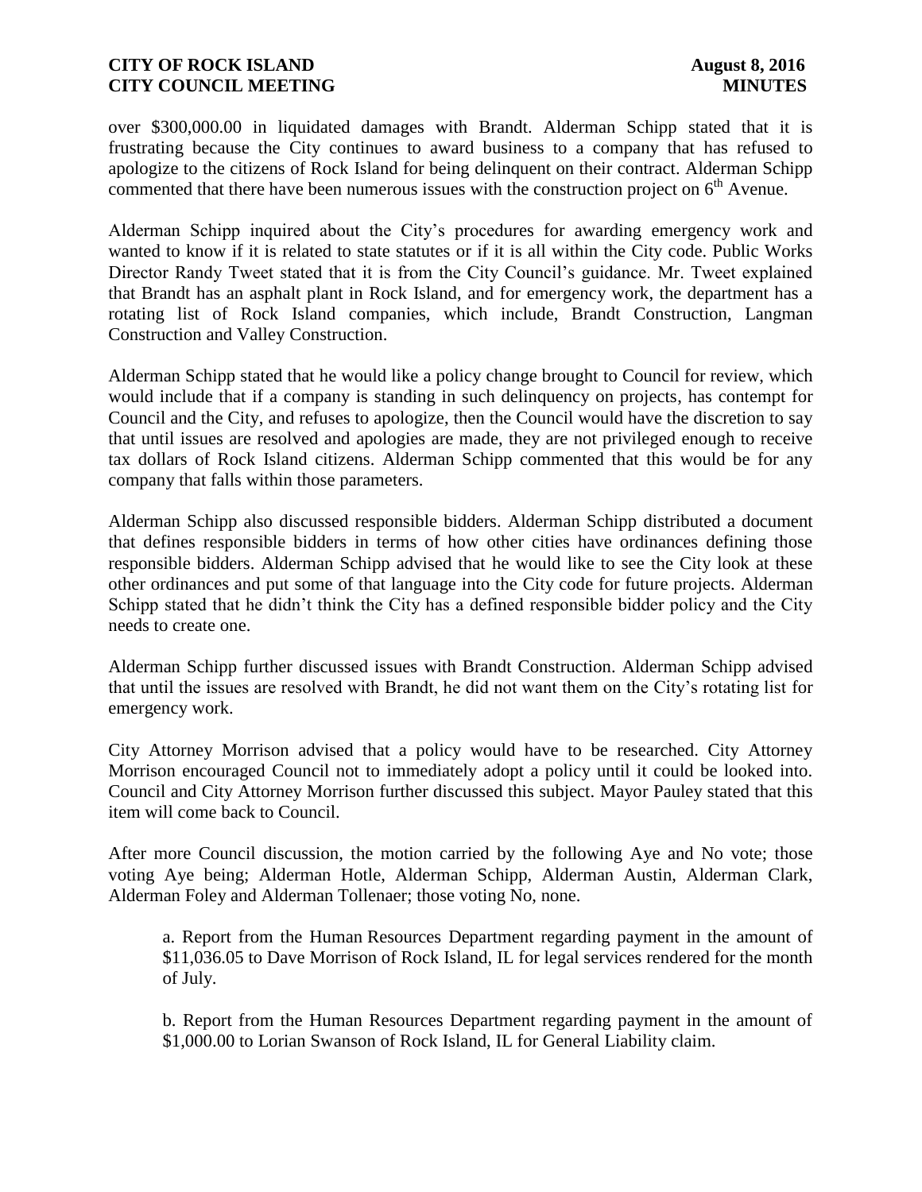over $300,000.00 in liquidated damages with Brandt. Alderman Schipp stated that it is frustrating because the City continues to award business to a company that has refused to apologize to the citizens of Rock Island for being delinquent on their contract. Alderman Schipp commented that there have been numerous issues with the construction project on 6th Avenue.

Alderman Schipp inquired about the City's procedures for awarding emergency work and wanted to know if it is related to state statutes or if it is all within the City code. Public Works Director Randy Tweet stated that it is from the City Council's guidance. Mr. Tweet explained that Brandt has an asphalt plant in Rock Island, and for emergency work, the department has a rotating list of Rock Island companies, which include, Brandt Construction, Langman Construction and Valley Construction.

Alderman Schipp stated that he would like a policy change brought to Council for review, which would include that if a company is standing in such delinquency on projects, has contempt for Council and the City, and refuses to apologize, then the Council would have the discretion to say that until issues are resolved and apologies are made, they are not privileged enough to receive tax dollars of Rock Island citizens. Alderman Schipp commented that this would be for any company that falls within those parameters.

Alderman Schipp also discussed responsible bidders. Alderman Schipp distributed a document that defines responsible bidders in terms of how other cities have ordinances defining those responsible bidders. Alderman Schipp advised that he would like to see the City look at these other ordinances and put some of that language into the City code for future projects. Alderman Schipp stated that he didn't think the City has a defined responsible bidder policy and the City needs to create one.

Alderman Schipp further discussed issues with Brandt Construction. Alderman Schipp advised that until the issues are resolved with Brandt, he did not want them on the City's rotating list for emergency work.

City Attorney Morrison advised that a policy would have to be researched. City Attorney Morrison encouraged Council not to immediately adopt a policy until it could be looked into. Council and City Attorney Morrison further discussed this subject. Mayor Pauley stated that this item will come back to Council.

After more Council discussion, the motion carried by the following Aye and No vote; those voting Aye being; Alderman Hotle, Alderman Schipp, Alderman Austin, Alderman Clark, Alderman Foley and Alderman Tollenaer; those voting No, none.

a. Report from the Human Resources Department regarding payment in the amount of $11,036.05 to Dave Morrison of Rock Island, IL for legal services rendered for the month of July.

b. Report from the Human Resources Department regarding payment in the amount of $1,000.00 to Lorian Swanson of Rock Island, IL for General Liability claim.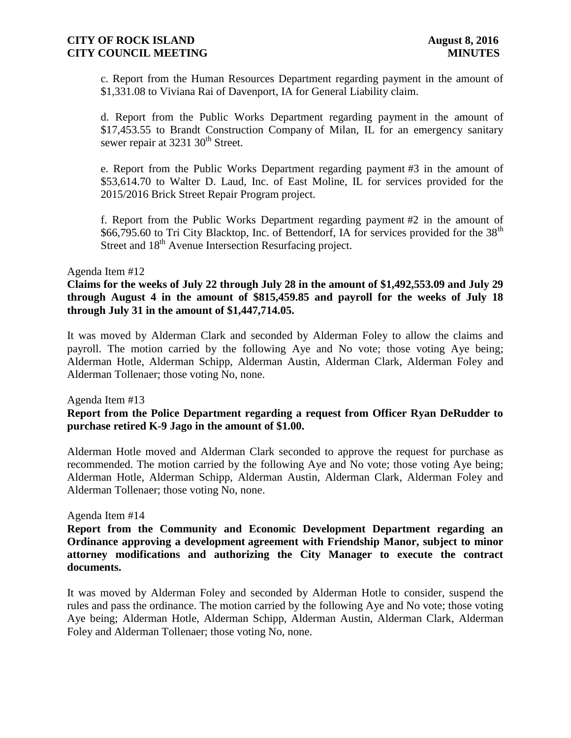c. Report from the Human Resources Department regarding payment in the amount of $1,331.08 to Viviana Rai of Davenport, IA for General Liability claim.

d. Report from the Public Works Department regarding payment in the amount of $17,453.55 to Brandt Construction Company of Milan, IL for an emergency sanitary sewer repair at 3231 30th Street.

e. Report from the Public Works Department regarding payment #3 in the amount of $53,614.70 to Walter D. Laud, Inc. of East Moline, IL for services provided for the 2015/2016 Brick Street Repair Program project.

f. Report from the Public Works Department regarding payment #2 in the amount of $66,795.60 to Tri City Blacktop, Inc. of Bettendorf, IA for services provided for the 38th Street and 18th Avenue Intersection Resurfacing project.

Agenda Item #12

**Claims for the weeks of July 22 through July 28 in the amount of $1,492,553.09 and July 29 through August 4 in the amount of $815,459.85 and payroll for the weeks of July 18 through July 31 in the amount of $1,447,714.05.**

It was moved by Alderman Clark and seconded by Alderman Foley to allow the claims and payroll. The motion carried by the following Aye and No vote; those voting Aye being; Alderman Hotle, Alderman Schipp, Alderman Austin, Alderman Clark, Alderman Foley and Alderman Tollenaer; those voting No, none.

Agenda Item #13

**Report from the Police Department regarding a request from Officer Ryan DeRudder to purchase retired K-9 Jago in the amount of $1.00.**

Alderman Hotle moved and Alderman Clark seconded to approve the request for purchase as recommended. The motion carried by the following Aye and No vote; those voting Aye being; Alderman Hotle, Alderman Schipp, Alderman Austin, Alderman Clark, Alderman Foley and Alderman Tollenaer; those voting No, none.

Agenda Item #14

**Report from the Community and Economic Development Department regarding an Ordinance approving a development agreement with Friendship Manor, subject to minor attorney modifications and authorizing the City Manager to execute the contract documents.**

It was moved by Alderman Foley and seconded by Alderman Hotle to consider, suspend the rules and pass the ordinance. The motion carried by the following Aye and No vote; those voting Aye being; Alderman Hotle, Alderman Schipp, Alderman Austin, Alderman Clark, Alderman Foley and Alderman Tollenaer; those voting No, none.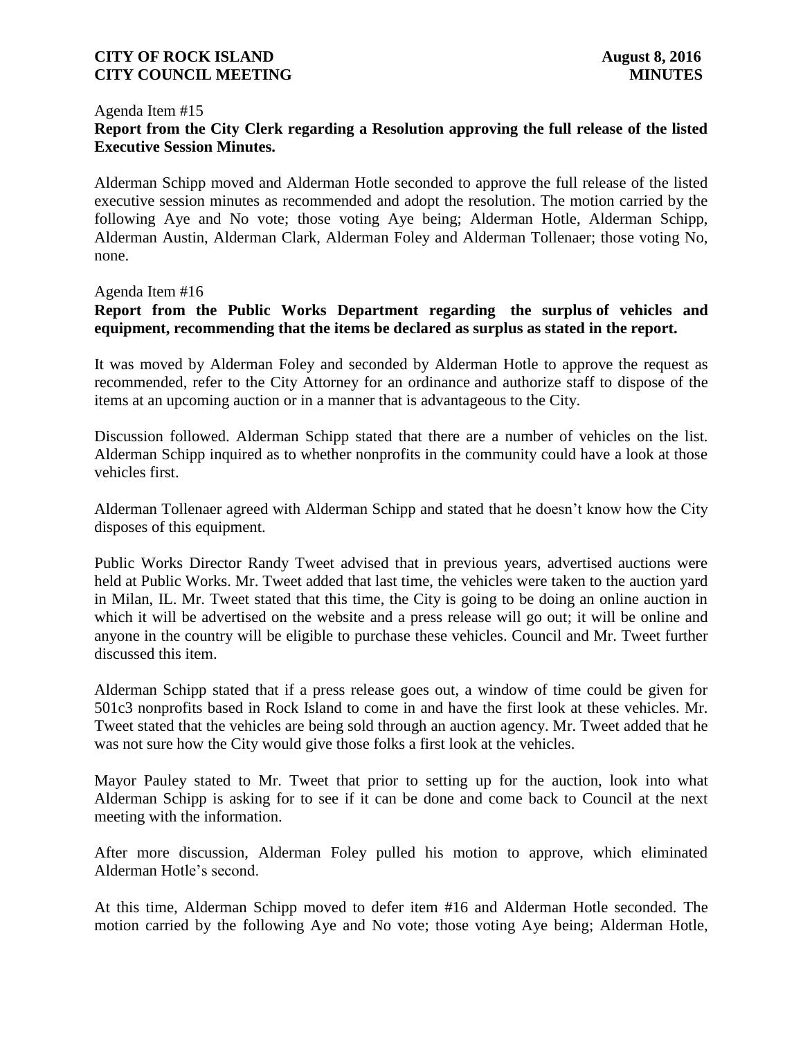Agenda Item #15

**Report from the City Clerk regarding a Resolution approving the full release of the listed Executive Session Minutes.**

Alderman Schipp moved and Alderman Hotle seconded to approve the full release of the listed executive session minutes as recommended and adopt the resolution. The motion carried by the following Aye and No vote; those voting Aye being; Alderman Hotle, Alderman Schipp, Alderman Austin, Alderman Clark, Alderman Foley and Alderman Tollenaer; those voting No, none.

Agenda Item #16

**Report from the Public Works Department regarding the surplus of vehicles and equipment, recommending that the items be declared as surplus as stated in the report.**

It was moved by Alderman Foley and seconded by Alderman Hotle to approve the request as recommended, refer to the City Attorney for an ordinance and authorize staff to dispose of the items at an upcoming auction or in a manner that is advantageous to the City.

Discussion followed. Alderman Schipp stated that there are a number of vehicles on the list. Alderman Schipp inquired as to whether nonprofits in the community could have a look at those vehicles first.

Alderman Tollenaer agreed with Alderman Schipp and stated that he doesn't know how the City disposes of this equipment.

Public Works Director Randy Tweet advised that in previous years, advertised auctions were held at Public Works. Mr. Tweet added that last time, the vehicles were taken to the auction yard in Milan, IL. Mr. Tweet stated that this time, the City is going to be doing an online auction in which it will be advertised on the website and a press release will go out; it will be online and anyone in the country will be eligible to purchase these vehicles. Council and Mr. Tweet further discussed this item.

Alderman Schipp stated that if a press release goes out, a window of time could be given for 501c3 nonprofits based in Rock Island to come in and have the first look at these vehicles. Mr. Tweet stated that the vehicles are being sold through an auction agency. Mr. Tweet added that he was not sure how the City would give those folks a first look at the vehicles.

Mayor Pauley stated to Mr. Tweet that prior to setting up for the auction, look into what Alderman Schipp is asking for to see if it can be done and come back to Council at the next meeting with the information.

After more discussion, Alderman Foley pulled his motion to approve, which eliminated Alderman Hotle's second.

At this time, Alderman Schipp moved to defer item #16 and Alderman Hotle seconded. The motion carried by the following Aye and No vote; those voting Aye being; Alderman Hotle,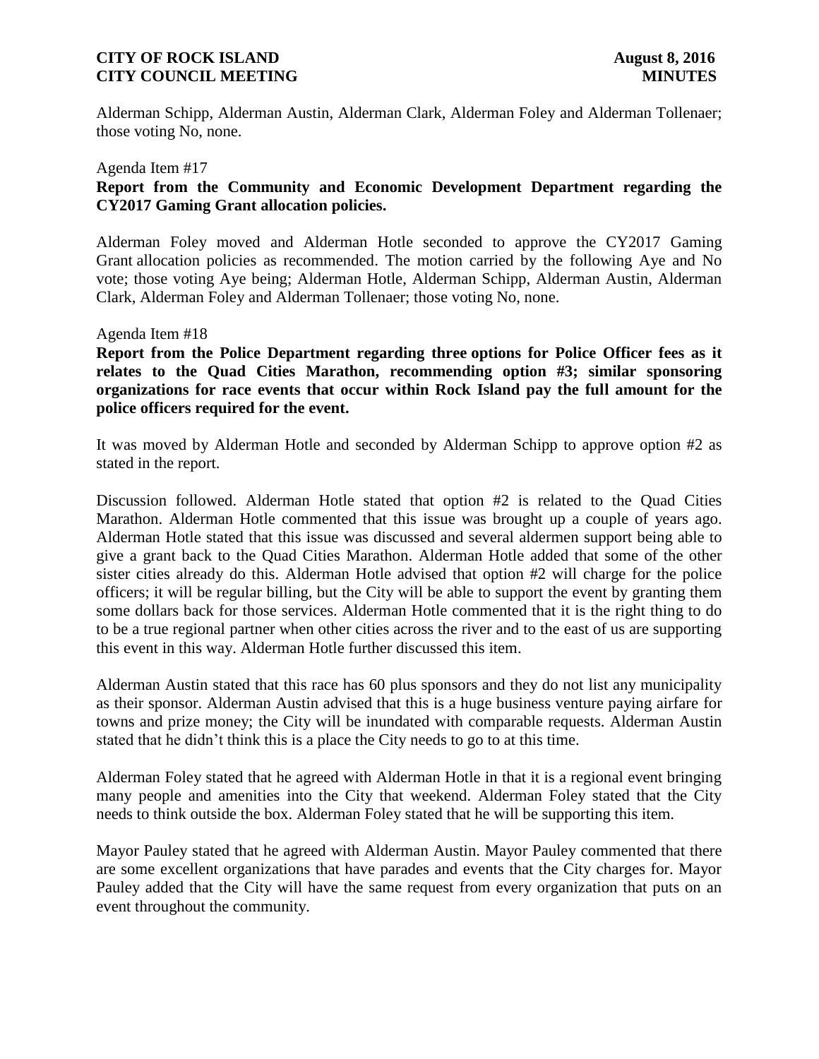Alderman Schipp, Alderman Austin, Alderman Clark, Alderman Foley and Alderman Tollenaer; those voting No, none.

Agenda Item #17

**Report from the Community and Economic Development Department regarding the CY2017 Gaming Grant allocation policies.**

Alderman Foley moved and Alderman Hotle seconded to approve the CY2017 Gaming Grant allocation policies as recommended. The motion carried by the following Aye and No vote; those voting Aye being; Alderman Hotle, Alderman Schipp, Alderman Austin, Alderman Clark, Alderman Foley and Alderman Tollenaer; those voting No, none.

Agenda Item #18

**Report from the Police Department regarding three options for Police Officer fees as it relates to the Quad Cities Marathon, recommending option #3; similar sponsoring organizations for race events that occur within Rock Island pay the full amount for the police officers required for the event.**

It was moved by Alderman Hotle and seconded by Alderman Schipp to approve option #2 as stated in the report.

Discussion followed. Alderman Hotle stated that option #2 is related to the Quad Cities Marathon. Alderman Hotle commented that this issue was brought up a couple of years ago. Alderman Hotle stated that this issue was discussed and several aldermen support being able to give a grant back to the Quad Cities Marathon. Alderman Hotle added that some of the other sister cities already do this. Alderman Hotle advised that option #2 will charge for the police officers; it will be regular billing, but the City will be able to support the event by granting them some dollars back for those services. Alderman Hotle commented that it is the right thing to do to be a true regional partner when other cities across the river and to the east of us are supporting this event in this way. Alderman Hotle further discussed this item.

Alderman Austin stated that this race has 60 plus sponsors and they do not list any municipality as their sponsor. Alderman Austin advised that this is a huge business venture paying airfare for towns and prize money; the City will be inundated with comparable requests. Alderman Austin stated that he didn't think this is a place the City needs to go to at this time.

Alderman Foley stated that he agreed with Alderman Hotle in that it is a regional event bringing many people and amenities into the City that weekend. Alderman Foley stated that the City needs to think outside the box. Alderman Foley stated that he will be supporting this item.

Mayor Pauley stated that he agreed with Alderman Austin. Mayor Pauley commented that there are some excellent organizations that have parades and events that the City charges for. Mayor Pauley added that the City will have the same request from every organization that puts on an event throughout the community.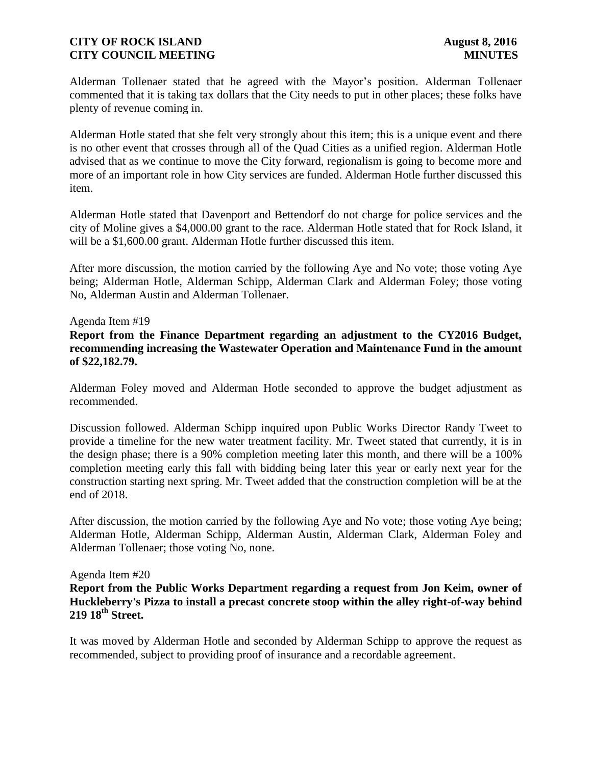Alderman Tollenaer stated that he agreed with the Mayor's position. Alderman Tollenaer commented that it is taking tax dollars that the City needs to put in other places; these folks have plenty of revenue coming in.

Alderman Hotle stated that she felt very strongly about this item; this is a unique event and there is no other event that crosses through all of the Quad Cities as a unified region. Alderman Hotle advised that as we continue to move the City forward, regionalism is going to become more and more of an important role in how City services are funded. Alderman Hotle further discussed this item.

Alderman Hotle stated that Davenport and Bettendorf do not charge for police services and the city of Moline gives a $4,000.00 grant to the race. Alderman Hotle stated that for Rock Island, it will be a $1,600.00 grant. Alderman Hotle further discussed this item.

After more discussion, the motion carried by the following Aye and No vote; those voting Aye being; Alderman Hotle, Alderman Schipp, Alderman Clark and Alderman Foley; those voting No, Alderman Austin and Alderman Tollenaer.

Agenda Item #19

**Report from the Finance Department regarding an adjustment to the CY2016 Budget, recommending increasing the Wastewater Operation and Maintenance Fund in the amount of $22,182.79.**

Alderman Foley moved and Alderman Hotle seconded to approve the budget adjustment as recommended.

Discussion followed. Alderman Schipp inquired upon Public Works Director Randy Tweet to provide a timeline for the new water treatment facility. Mr. Tweet stated that currently, it is in the design phase; there is a 90% completion meeting later this month, and there will be a 100% completion meeting early this fall with bidding being later this year or early next year for the construction starting next spring. Mr. Tweet added that the construction completion will be at the end of 2018.

After discussion, the motion carried by the following Aye and No vote; those voting Aye being; Alderman Hotle, Alderman Schipp, Alderman Austin, Alderman Clark, Alderman Foley and Alderman Tollenaer; those voting No, none.

Agenda Item #20

**Report from the Public Works Department regarding a request from Jon Keim, owner of Huckleberry's Pizza to install a precast concrete stoop within the alley right-of-way behind 219 18th Street.**

It was moved by Alderman Hotle and seconded by Alderman Schipp to approve the request as recommended, subject to providing proof of insurance and a recordable agreement.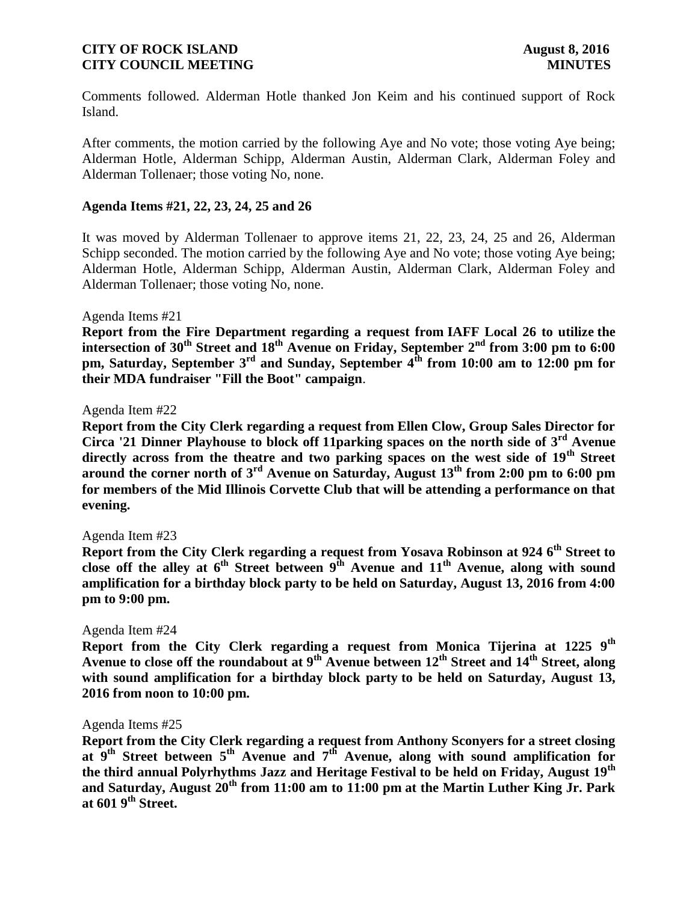Comments followed. Alderman Hotle thanked Jon Keim and his continued support of Rock Island.

After comments, the motion carried by the following Aye and No vote; those voting Aye being; Alderman Hotle, Alderman Schipp, Alderman Austin, Alderman Clark, Alderman Foley and Alderman Tollenaer; those voting No, none.

**Agenda Items #21, 22, 23, 24, 25 and 26**

It was moved by Alderman Tollenaer to approve items 21, 22, 23, 24, 25 and 26, Alderman Schipp seconded. The motion carried by the following Aye and No vote; those voting Aye being; Alderman Hotle, Alderman Schipp, Alderman Austin, Alderman Clark, Alderman Foley and Alderman Tollenaer; those voting No, none.

Agenda Items #21

**Report from the Fire Department regarding a request from IAFF Local 26 to utilize the intersection of 30th Street and 18th Avenue on Friday, September 2nd from 3:00 pm to 6:00 pm, Saturday, September 3rd and Sunday, September 4th from 10:00 am to 12:00 pm for their MDA fundraiser "Fill the Boot" campaign**.

Agenda Item #22

**Report from the City Clerk regarding a request from Ellen Clow, Group Sales Director for Circa '21 Dinner Playhouse to block off 11parking spaces on the north side of 3rd Avenue directly across from the theatre and two parking spaces on the west side of 19th Street around the corner north of 3rd Avenue on Saturday, August 13th from 2:00 pm to 6:00 pm for members of the Mid Illinois Corvette Club that will be attending a performance on that evening.**

Agenda Item #23

**Report from the City Clerk regarding a request from Yosava Robinson at 924 6th Street to close off the alley at 6th Street between 9th Avenue and 11th Avenue, along with sound amplification for a birthday block party to be held on Saturday, August 13, 2016 from 4:00 pm to 9:00 pm.**

Agenda Item #24

**Report from the City Clerk regarding a request from Monica Tijerina at 1225 9th Avenue to close off the roundabout at 9th Avenue between 12th Street and 14th Street, along with sound amplification for a birthday block party to be held on Saturday, August 13, 2016 from noon to 10:00 pm.**

Agenda Items #25

**Report from the City Clerk regarding a request from Anthony Sconyers for a street closing at 9th Street between 5th Avenue and 7th Avenue, along with sound amplification for the third annual Polyrhythms Jazz and Heritage Festival to be held on Friday, August 19th and Saturday, August 20th from 11:00 am to 11:00 pm at the Martin Luther King Jr. Park at 601 9th Street.**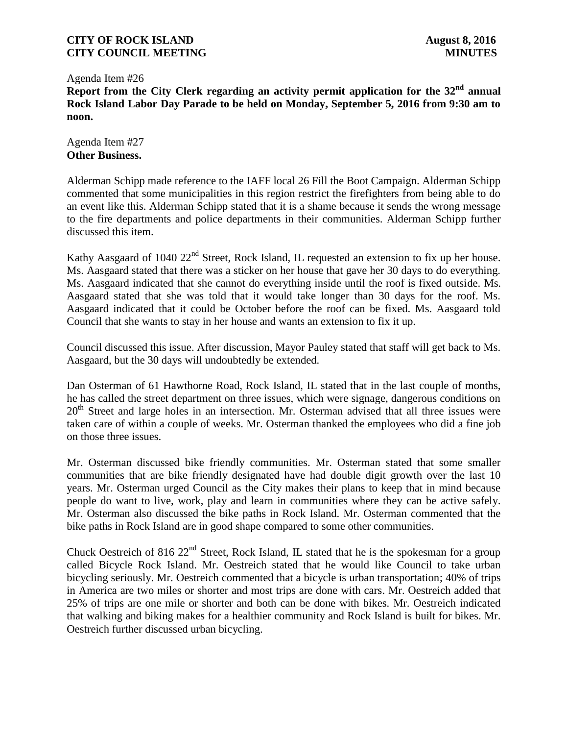Agenda Item #26

**Report from the City Clerk regarding an activity permit application for the 32nd annual Rock Island Labor Day Parade to be held on Monday, September 5, 2016 from 9:30 am to noon.**

Agenda Item #27

**Other Business.**

Alderman Schipp made reference to the IAFF local 26 Fill the Boot Campaign. Alderman Schipp commented that some municipalities in this region restrict the firefighters from being able to do an event like this. Alderman Schipp stated that it is a shame because it sends the wrong message to the fire departments and police departments in their communities. Alderman Schipp further discussed this item.

Kathy Aasgaard of 1040 22nd Street, Rock Island, IL requested an extension to fix up her house. Ms. Aasgaard stated that there was a sticker on her house that gave her 30 days to do everything. Ms. Aasgaard indicated that she cannot do everything inside until the roof is fixed outside. Ms. Aasgaard stated that she was told that it would take longer than 30 days for the roof. Ms. Aasgaard indicated that it could be October before the roof can be fixed. Ms. Aasgaard told Council that she wants to stay in her house and wants an extension to fix it up.

Council discussed this issue. After discussion, Mayor Pauley stated that staff will get back to Ms. Aasgaard, but the 30 days will undoubtedly be extended.

Dan Osterman of 61 Hawthorne Road, Rock Island, IL stated that in the last couple of months, he has called the street department on three issues, which were signage, dangerous conditions on 20th Street and large holes in an intersection. Mr. Osterman advised that all three issues were taken care of within a couple of weeks. Mr. Osterman thanked the employees who did a fine job on those three issues.

Mr. Osterman discussed bike friendly communities. Mr. Osterman stated that some smaller communities that are bike friendly designated have had double digit growth over the last 10 years. Mr. Osterman urged Council as the City makes their plans to keep that in mind because people do want to live, work, play and learn in communities where they can be active safely. Mr. Osterman also discussed the bike paths in Rock Island. Mr. Osterman commented that the bike paths in Rock Island are in good shape compared to some other communities.

Chuck Oestreich of 816 22nd Street, Rock Island, IL stated that he is the spokesman for a group called Bicycle Rock Island. Mr. Oestreich stated that he would like Council to take urban bicycling seriously. Mr. Oestreich commented that a bicycle is urban transportation; 40% of trips in America are two miles or shorter and most trips are done with cars. Mr. Oestreich added that 25% of trips are one mile or shorter and both can be done with bikes. Mr. Oestreich indicated that walking and biking makes for a healthier community and Rock Island is built for bikes. Mr. Oestreich further discussed urban bicycling.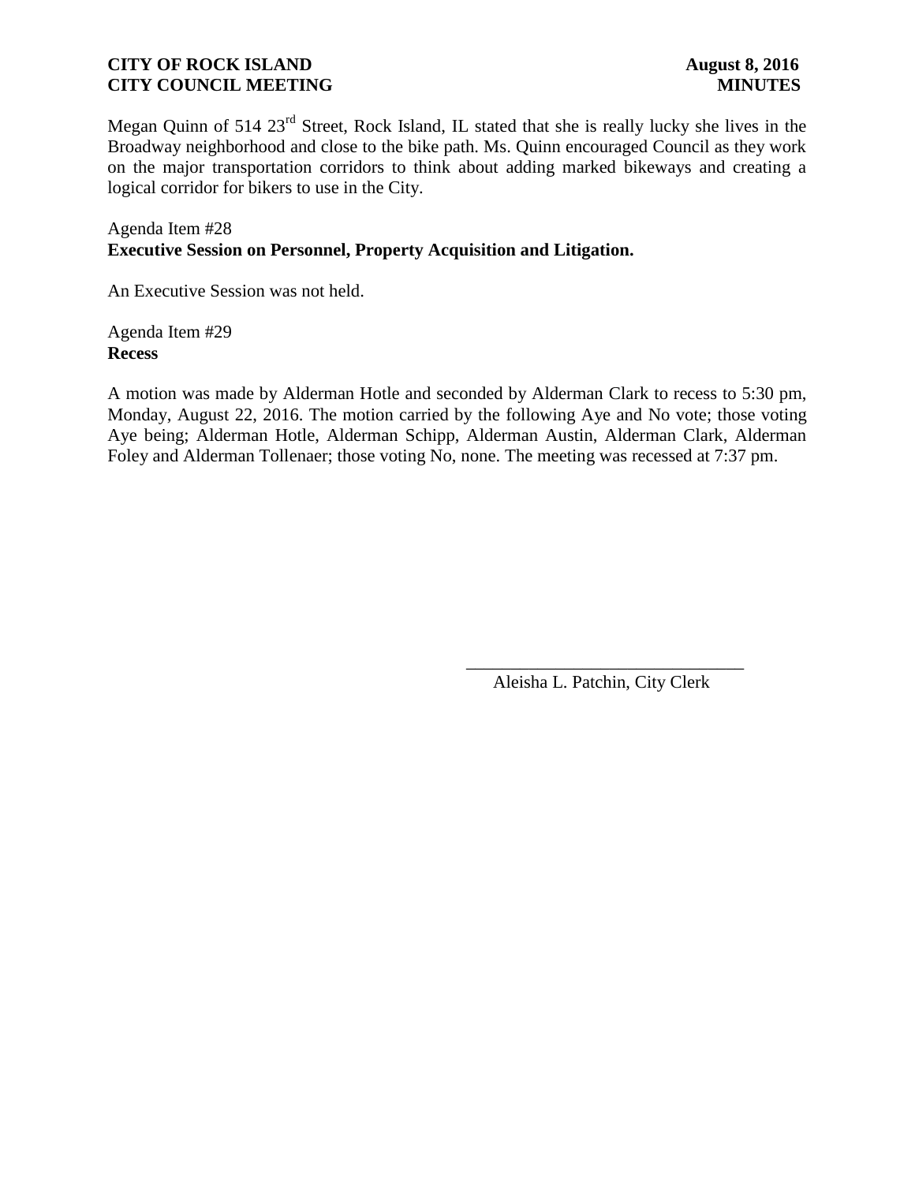Megan Quinn of 514 23rd Street, Rock Island, IL stated that she is really lucky she lives in the Broadway neighborhood and close to the bike path. Ms. Quinn encouraged Council as they work on the major transportation corridors to think about adding marked bikeways and creating a logical corridor for bikers to use in the City.

Agenda Item #28
**Executive Session on Personnel, Property Acquisition and Litigation.**

An Executive Session was not held.

Agenda Item #29
**Recess**

A motion was made by Alderman Hotle and seconded by Alderman Clark to recess to 5:30 pm, Monday, August 22, 2016. The motion carried by the following Aye and No vote; those voting Aye being; Alderman Hotle, Alderman Schipp, Alderman Austin, Alderman Clark, Alderman Foley and Alderman Tollenaer; those voting No, none. The meeting was recessed at 7:37 pm.

\_\_\_\_\_\_\_\_\_\_\_\_\_\_\_\_\_\_\_\_\_\_\_\_\_\_\_\_\_\_\_\_
Aleisha L. Patchin, City Clerk